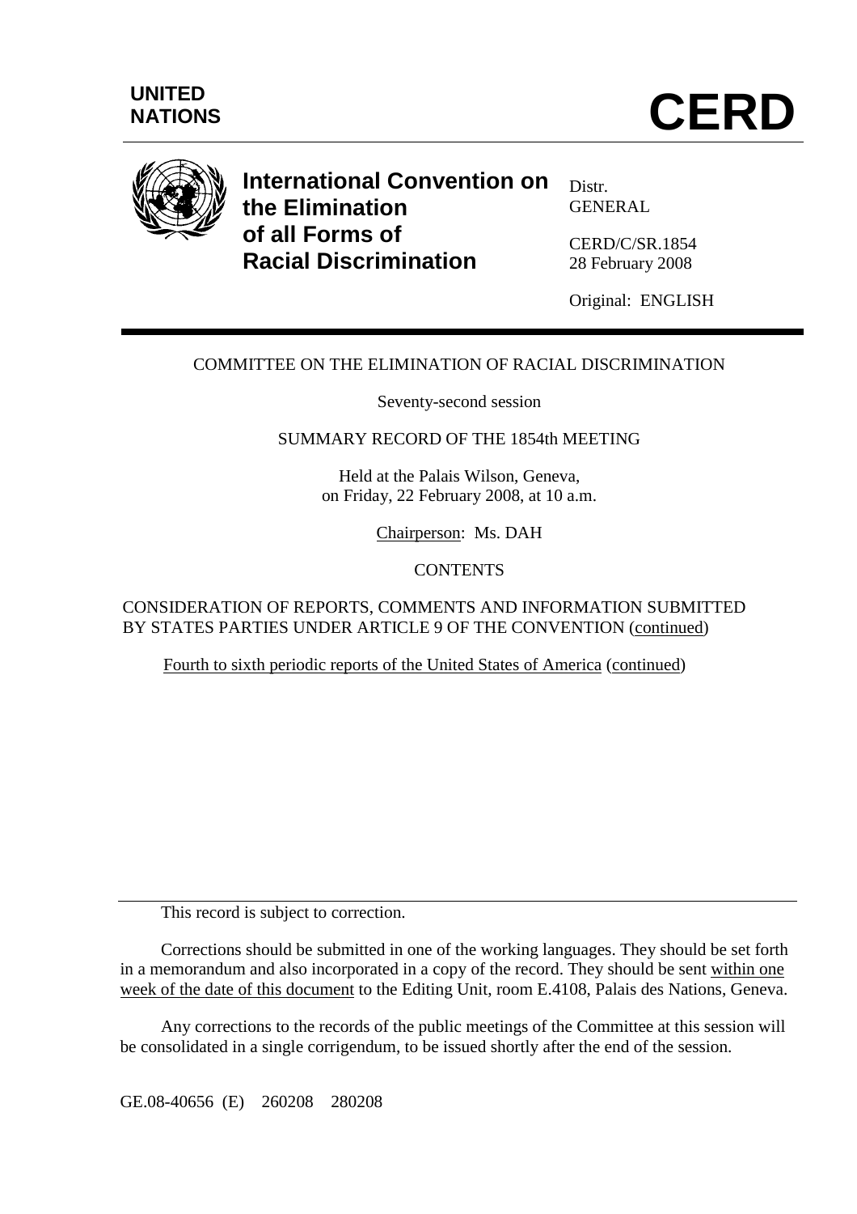UNITED NATIONS

# CERD

## International Convention on the Elimination of all Forms of Racial Discrimination

Distr.
GENERAL

CERD/C/SR.1854
28 February 2008

Original: ENGLISH

COMMITTEE ON THE ELIMINATION OF RACIAL DISCRIMINATION

Seventy-second session

SUMMARY RECORD OF THE 1854th MEETING

Held at the Palais Wilson, Geneva,
on Friday, 22 February 2008, at 10 a.m.

Chairperson: Ms. DAH

CONTENTS

CONSIDERATION OF REPORTS, COMMENTS AND INFORMATION SUBMITTED BY STATES PARTIES UNDER ARTICLE 9 OF THE CONVENTION (continued)

Fourth to sixth periodic reports of the United States of America (continued)

---

This record is subject to correction.

Corrections should be submitted in one of the working languages. They should be set forth in a memorandum and also incorporated in a copy of the record. They should be sent within one week of the date of this document to the Editing Unit, room E.4108, Palais des Nations, Geneva.

Any corrections to the records of the public meetings of the Committee at this session will be consolidated in a single corrigendum, to be issued shortly after the end of the session.

GE.08-40656 (E) 260208 280208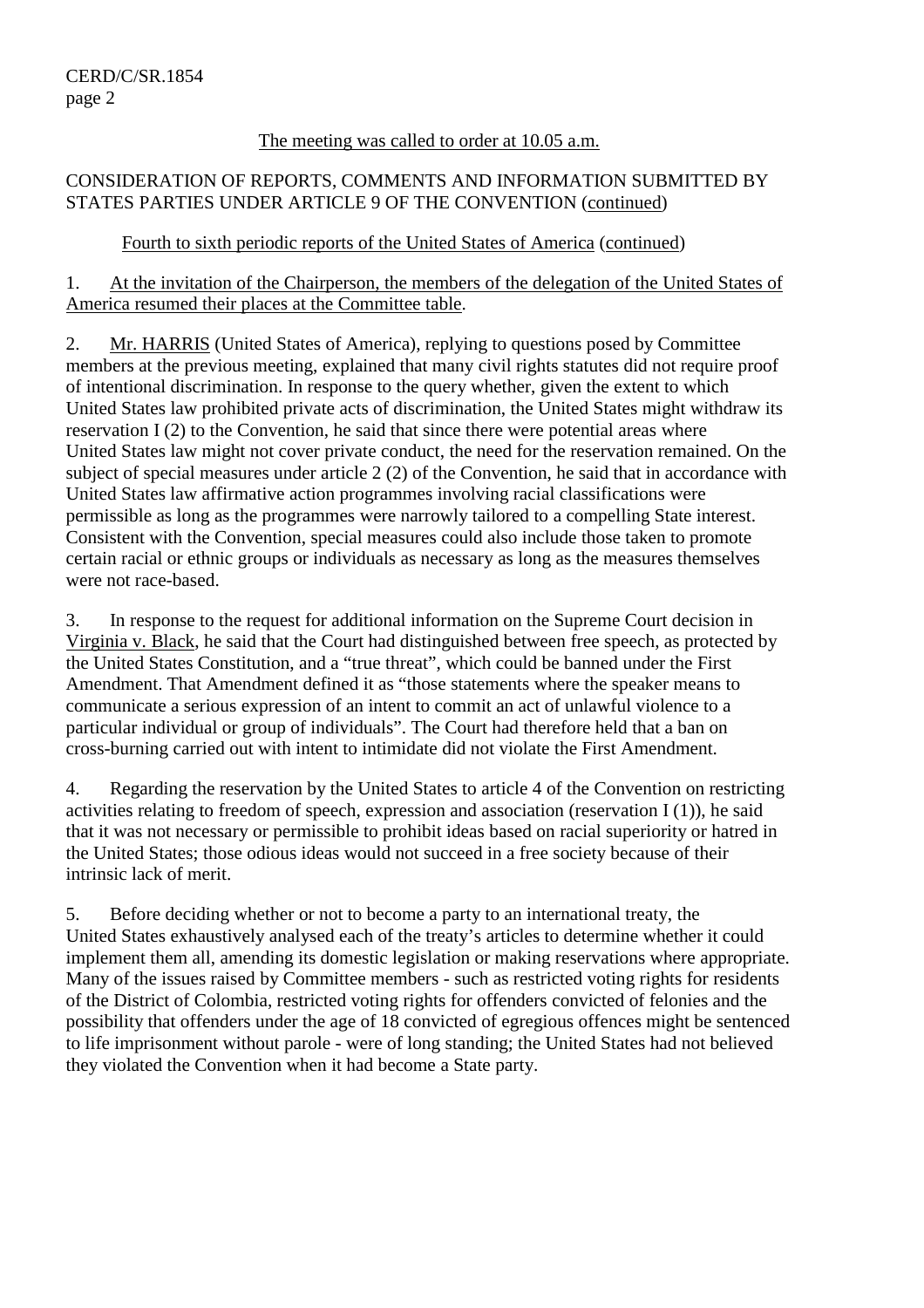The meeting was called to order at 10.05 a.m.

CONSIDERATION OF REPORTS, COMMENTS AND INFORMATION SUBMITTED BY STATES PARTIES UNDER ARTICLE 9 OF THE CONVENTION (continued)

Fourth to sixth periodic reports of the United States of America (continued)

1. At the invitation of the Chairperson, the members of the delegation of the United States of America resumed their places at the Committee table.

2. Mr. HARRIS (United States of America), replying to questions posed by Committee members at the previous meeting, explained that many civil rights statutes did not require proof of intentional discrimination. In response to the query whether, given the extent to which United States law prohibited private acts of discrimination, the United States might withdraw its reservation I (2) to the Convention, he said that since there were potential areas where United States law might not cover private conduct, the need for the reservation remained. On the subject of special measures under article 2 (2) of the Convention, he said that in accordance with United States law affirmative action programmes involving racial classifications were permissible as long as the programmes were narrowly tailored to a compelling State interest. Consistent with the Convention, special measures could also include those taken to promote certain racial or ethnic groups or individuals as necessary as long as the measures themselves were not race-based.

3. In response to the request for additional information on the Supreme Court decision in Virginia v. Black, he said that the Court had distinguished between free speech, as protected by the United States Constitution, and a "true threat", which could be banned under the First Amendment. That Amendment defined it as "those statements where the speaker means to communicate a serious expression of an intent to commit an act of unlawful violence to a particular individual or group of individuals". The Court had therefore held that a ban on cross-burning carried out with intent to intimidate did not violate the First Amendment.

4. Regarding the reservation by the United States to article 4 of the Convention on restricting activities relating to freedom of speech, expression and association (reservation I (1)), he said that it was not necessary or permissible to prohibit ideas based on racial superiority or hatred in the United States; those odious ideas would not succeed in a free society because of their intrinsic lack of merit.

5. Before deciding whether or not to become a party to an international treaty, the United States exhaustively analysed each of the treaty's articles to determine whether it could implement them all, amending its domestic legislation or making reservations where appropriate. Many of the issues raised by Committee members - such as restricted voting rights for residents of the District of Colombia, restricted voting rights for offenders convicted of felonies and the possibility that offenders under the age of 18 convicted of egregious offences might be sentenced to life imprisonment without parole - were of long standing; the United States had not believed they violated the Convention when it had become a State party.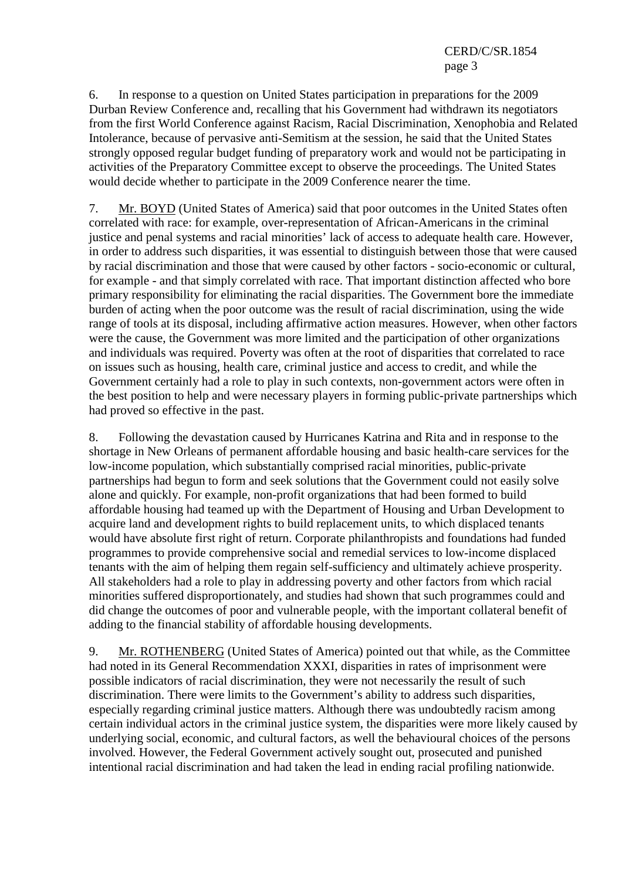6. In response to a question on United States participation in preparations for the 2009 Durban Review Conference and, recalling that his Government had withdrawn its negotiators from the first World Conference against Racism, Racial Discrimination, Xenophobia and Related Intolerance, because of pervasive anti-Semitism at the session, he said that the United States strongly opposed regular budget funding of preparatory work and would not be participating in activities of the Preparatory Committee except to observe the proceedings. The United States would decide whether to participate in the 2009 Conference nearer the time.

7. Mr. BOYD (United States of America) said that poor outcomes in the United States often correlated with race: for example, over-representation of African-Americans in the criminal justice and penal systems and racial minorities' lack of access to adequate health care. However, in order to address such disparities, it was essential to distinguish between those that were caused by racial discrimination and those that were caused by other factors - socio-economic or cultural, for example - and that simply correlated with race. That important distinction affected who bore primary responsibility for eliminating the racial disparities. The Government bore the immediate burden of acting when the poor outcome was the result of racial discrimination, using the wide range of tools at its disposal, including affirmative action measures. However, when other factors were the cause, the Government was more limited and the participation of other organizations and individuals was required. Poverty was often at the root of disparities that correlated to race on issues such as housing, health care, criminal justice and access to credit, and while the Government certainly had a role to play in such contexts, non-government actors were often in the best position to help and were necessary players in forming public-private partnerships which had proved so effective in the past.

8. Following the devastation caused by Hurricanes Katrina and Rita and in response to the shortage in New Orleans of permanent affordable housing and basic health-care services for the low-income population, which substantially comprised racial minorities, public-private partnerships had begun to form and seek solutions that the Government could not easily solve alone and quickly. For example, non-profit organizations that had been formed to build affordable housing had teamed up with the Department of Housing and Urban Development to acquire land and development rights to build replacement units, to which displaced tenants would have absolute first right of return. Corporate philanthropists and foundations had funded programmes to provide comprehensive social and remedial services to low-income displaced tenants with the aim of helping them regain self-sufficiency and ultimately achieve prosperity. All stakeholders had a role to play in addressing poverty and other factors from which racial minorities suffered disproportionately, and studies had shown that such programmes could and did change the outcomes of poor and vulnerable people, with the important collateral benefit of adding to the financial stability of affordable housing developments.

9. Mr. ROTHENBERG (United States of America) pointed out that while, as the Committee had noted in its General Recommendation XXXI, disparities in rates of imprisonment were possible indicators of racial discrimination, they were not necessarily the result of such discrimination. There were limits to the Government's ability to address such disparities, especially regarding criminal justice matters. Although there was undoubtedly racism among certain individual actors in the criminal justice system, the disparities were more likely caused by underlying social, economic, and cultural factors, as well the behavioural choices of the persons involved. However, the Federal Government actively sought out, prosecuted and punished intentional racial discrimination and had taken the lead in ending racial profiling nationwide.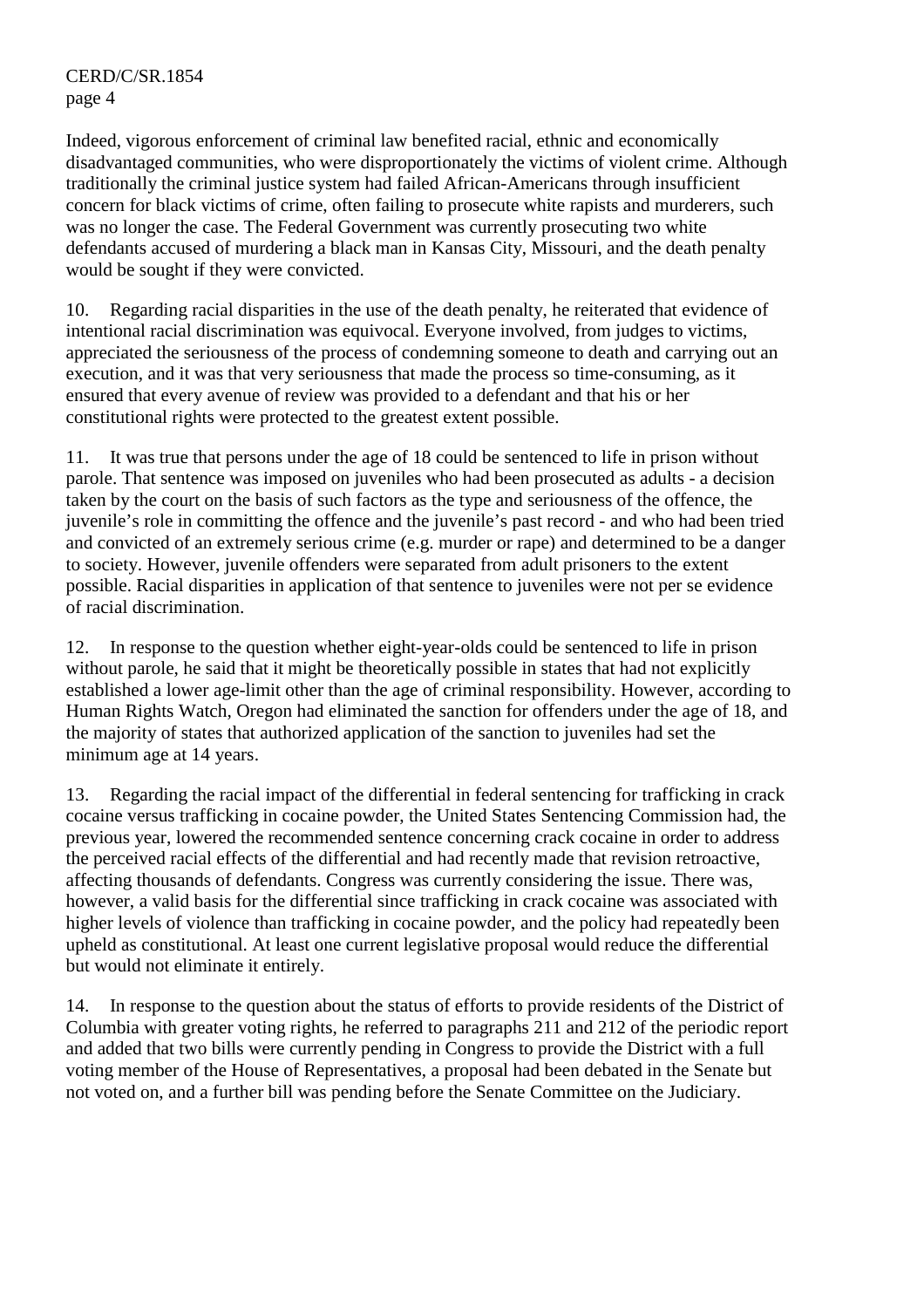Indeed, vigorous enforcement of criminal law benefited racial, ethnic and economically disadvantaged communities, who were disproportionately the victims of violent crime. Although traditionally the criminal justice system had failed African-Americans through insufficient concern for black victims of crime, often failing to prosecute white rapists and murderers, such was no longer the case. The Federal Government was currently prosecuting two white defendants accused of murdering a black man in Kansas City, Missouri, and the death penalty would be sought if they were convicted.

10. Regarding racial disparities in the use of the death penalty, he reiterated that evidence of intentional racial discrimination was equivocal. Everyone involved, from judges to victims, appreciated the seriousness of the process of condemning someone to death and carrying out an execution, and it was that very seriousness that made the process so time-consuming, as it ensured that every avenue of review was provided to a defendant and that his or her constitutional rights were protected to the greatest extent possible.

11. It was true that persons under the age of 18 could be sentenced to life in prison without parole. That sentence was imposed on juveniles who had been prosecuted as adults - a decision taken by the court on the basis of such factors as the type and seriousness of the offence, the juvenile's role in committing the offence and the juvenile's past record - and who had been tried and convicted of an extremely serious crime (e.g. murder or rape) and determined to be a danger to society. However, juvenile offenders were separated from adult prisoners to the extent possible. Racial disparities in application of that sentence to juveniles were not per se evidence of racial discrimination.

12. In response to the question whether eight-year-olds could be sentenced to life in prison without parole, he said that it might be theoretically possible in states that had not explicitly established a lower age-limit other than the age of criminal responsibility. However, according to Human Rights Watch, Oregon had eliminated the sanction for offenders under the age of 18, and the majority of states that authorized application of the sanction to juveniles had set the minimum age at 14 years.

13. Regarding the racial impact of the differential in federal sentencing for trafficking in crack cocaine versus trafficking in cocaine powder, the United States Sentencing Commission had, the previous year, lowered the recommended sentence concerning crack cocaine in order to address the perceived racial effects of the differential and had recently made that revision retroactive, affecting thousands of defendants. Congress was currently considering the issue. There was, however, a valid basis for the differential since trafficking in crack cocaine was associated with higher levels of violence than trafficking in cocaine powder, and the policy had repeatedly been upheld as constitutional. At least one current legislative proposal would reduce the differential but would not eliminate it entirely.

14. In response to the question about the status of efforts to provide residents of the District of Columbia with greater voting rights, he referred to paragraphs 211 and 212 of the periodic report and added that two bills were currently pending in Congress to provide the District with a full voting member of the House of Representatives, a proposal had been debated in the Senate but not voted on, and a further bill was pending before the Senate Committee on the Judiciary.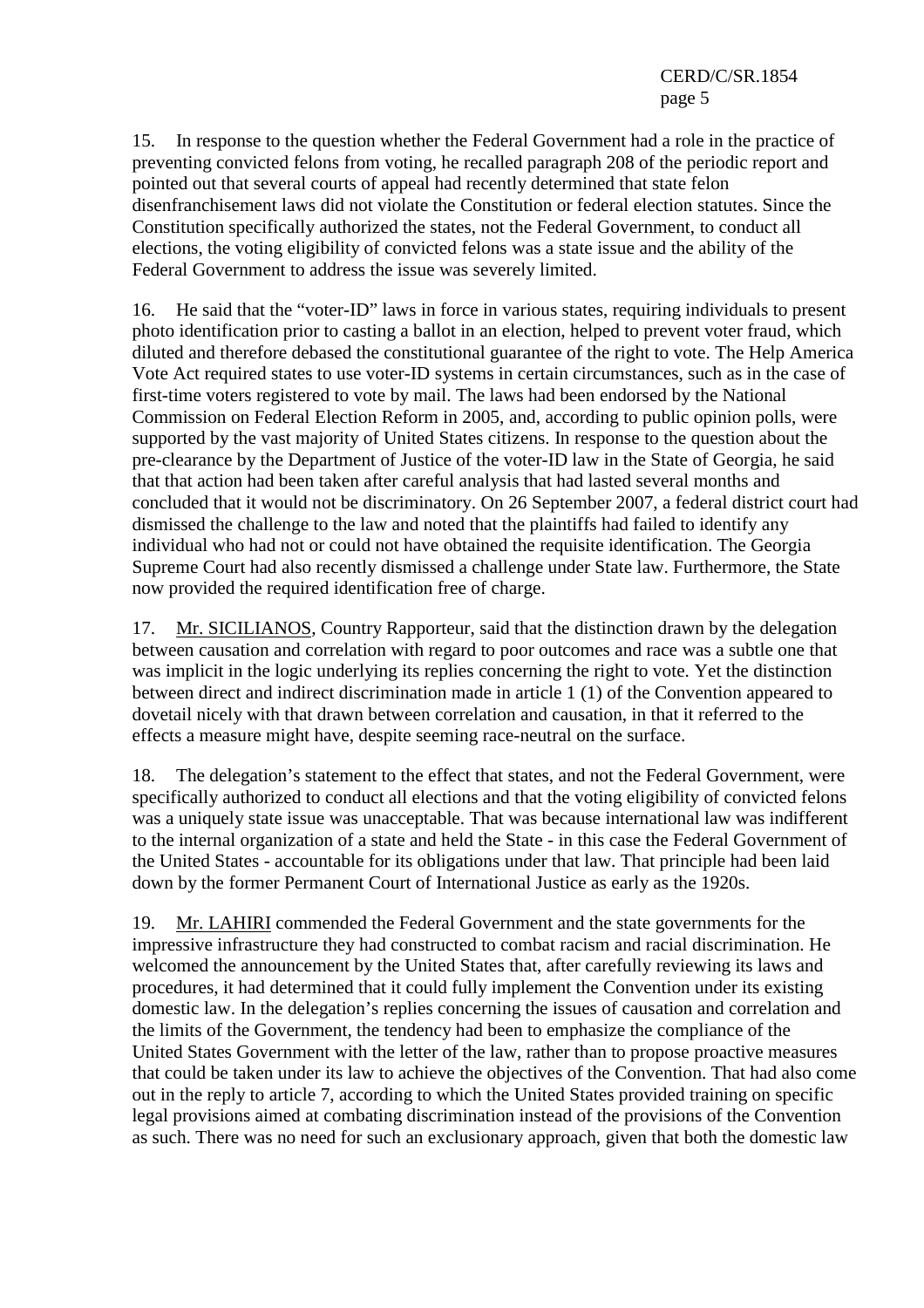15. In response to the question whether the Federal Government had a role in the practice of preventing convicted felons from voting, he recalled paragraph 208 of the periodic report and pointed out that several courts of appeal had recently determined that state felon disenfranchisement laws did not violate the Constitution or federal election statutes. Since the Constitution specifically authorized the states, not the Federal Government, to conduct all elections, the voting eligibility of convicted felons was a state issue and the ability of the Federal Government to address the issue was severely limited.

16. He said that the "voter-ID" laws in force in various states, requiring individuals to present photo identification prior to casting a ballot in an election, helped to prevent voter fraud, which diluted and therefore debased the constitutional guarantee of the right to vote. The Help America Vote Act required states to use voter-ID systems in certain circumstances, such as in the case of first-time voters registered to vote by mail. The laws had been endorsed by the National Commission on Federal Election Reform in 2005, and, according to public opinion polls, were supported by the vast majority of United States citizens. In response to the question about the pre-clearance by the Department of Justice of the voter-ID law in the State of Georgia, he said that that action had been taken after careful analysis that had lasted several months and concluded that it would not be discriminatory. On 26 September 2007, a federal district court had dismissed the challenge to the law and noted that the plaintiffs had failed to identify any individual who had not or could not have obtained the requisite identification. The Georgia Supreme Court had also recently dismissed a challenge under State law. Furthermore, the State now provided the required identification free of charge.

17. Mr. SICILIANOS, Country Rapporteur, said that the distinction drawn by the delegation between causation and correlation with regard to poor outcomes and race was a subtle one that was implicit in the logic underlying its replies concerning the right to vote. Yet the distinction between direct and indirect discrimination made in article 1 (1) of the Convention appeared to dovetail nicely with that drawn between correlation and causation, in that it referred to the effects a measure might have, despite seeming race-neutral on the surface.

18. The delegation's statement to the effect that states, and not the Federal Government, were specifically authorized to conduct all elections and that the voting eligibility of convicted felons was a uniquely state issue was unacceptable. That was because international law was indifferent to the internal organization of a state and held the State - in this case the Federal Government of the United States - accountable for its obligations under that law. That principle had been laid down by the former Permanent Court of International Justice as early as the 1920s.

19. Mr. LAHIRI commended the Federal Government and the state governments for the impressive infrastructure they had constructed to combat racism and racial discrimination. He welcomed the announcement by the United States that, after carefully reviewing its laws and procedures, it had determined that it could fully implement the Convention under its existing domestic law. In the delegation's replies concerning the issues of causation and correlation and the limits of the Government, the tendency had been to emphasize the compliance of the United States Government with the letter of the law, rather than to propose proactive measures that could be taken under its law to achieve the objectives of the Convention. That had also come out in the reply to article 7, according to which the United States provided training on specific legal provisions aimed at combating discrimination instead of the provisions of the Convention as such. There was no need for such an exclusionary approach, given that both the domestic law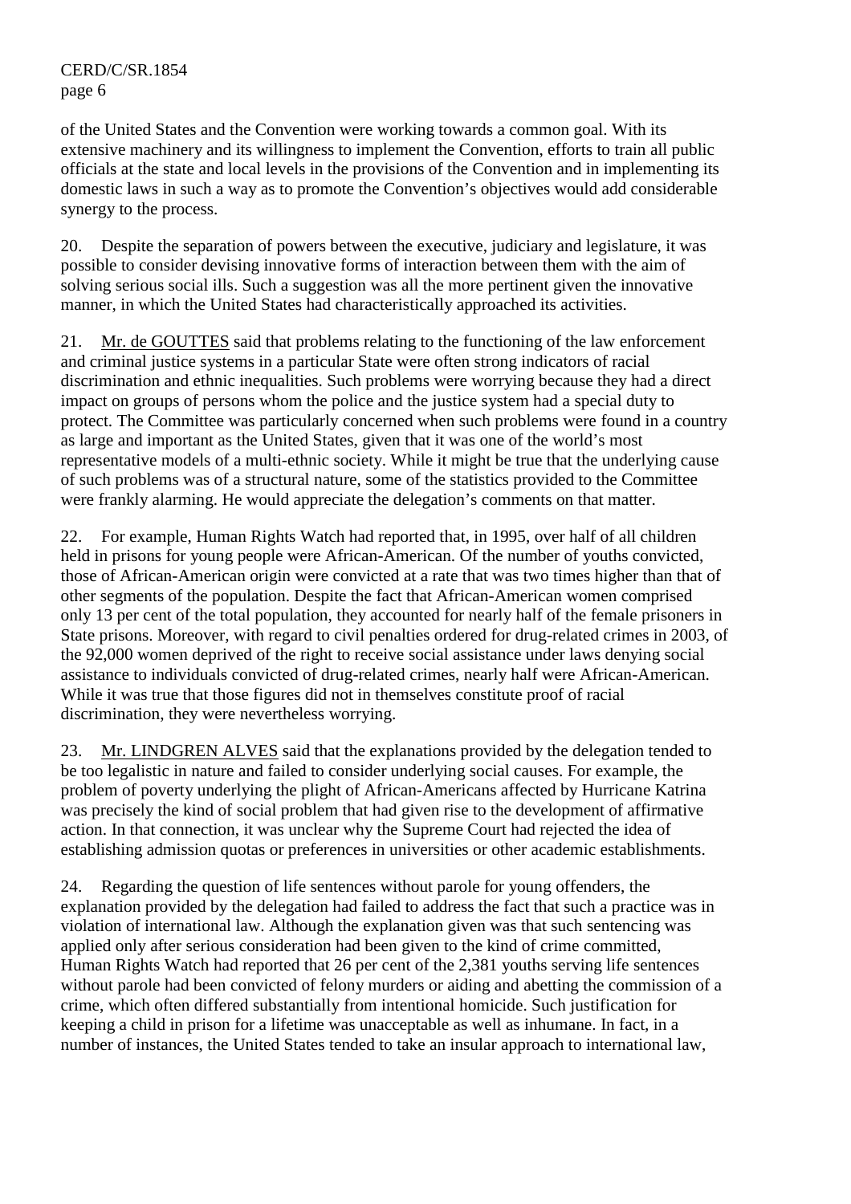of the United States and the Convention were working towards a common goal. With its extensive machinery and its willingness to implement the Convention, efforts to train all public officials at the state and local levels in the provisions of the Convention and in implementing its domestic laws in such a way as to promote the Convention's objectives would add considerable synergy to the process.

20. Despite the separation of powers between the executive, judiciary and legislature, it was possible to consider devising innovative forms of interaction between them with the aim of solving serious social ills. Such a suggestion was all the more pertinent given the innovative manner, in which the United States had characteristically approached its activities.

21. Mr. de GOUTTES said that problems relating to the functioning of the law enforcement and criminal justice systems in a particular State were often strong indicators of racial discrimination and ethnic inequalities. Such problems were worrying because they had a direct impact on groups of persons whom the police and the justice system had a special duty to protect. The Committee was particularly concerned when such problems were found in a country as large and important as the United States, given that it was one of the world's most representative models of a multi-ethnic society. While it might be true that the underlying cause of such problems was of a structural nature, some of the statistics provided to the Committee were frankly alarming. He would appreciate the delegation's comments on that matter.

22. For example, Human Rights Watch had reported that, in 1995, over half of all children held in prisons for young people were African-American. Of the number of youths convicted, those of African-American origin were convicted at a rate that was two times higher than that of other segments of the population. Despite the fact that African-American women comprised only 13 per cent of the total population, they accounted for nearly half of the female prisoners in State prisons. Moreover, with regard to civil penalties ordered for drug-related crimes in 2003, of the 92,000 women deprived of the right to receive social assistance under laws denying social assistance to individuals convicted of drug-related crimes, nearly half were African-American. While it was true that those figures did not in themselves constitute proof of racial discrimination, they were nevertheless worrying.

23. Mr. LINDGREN ALVES said that the explanations provided by the delegation tended to be too legalistic in nature and failed to consider underlying social causes. For example, the problem of poverty underlying the plight of African-Americans affected by Hurricane Katrina was precisely the kind of social problem that had given rise to the development of affirmative action. In that connection, it was unclear why the Supreme Court had rejected the idea of establishing admission quotas or preferences in universities or other academic establishments.

24. Regarding the question of life sentences without parole for young offenders, the explanation provided by the delegation had failed to address the fact that such a practice was in violation of international law. Although the explanation given was that such sentencing was applied only after serious consideration had been given to the kind of crime committed, Human Rights Watch had reported that 26 per cent of the 2,381 youths serving life sentences without parole had been convicted of felony murders or aiding and abetting the commission of a crime, which often differed substantially from intentional homicide. Such justification for keeping a child in prison for a lifetime was unacceptable as well as inhumane. In fact, in a number of instances, the United States tended to take an insular approach to international law,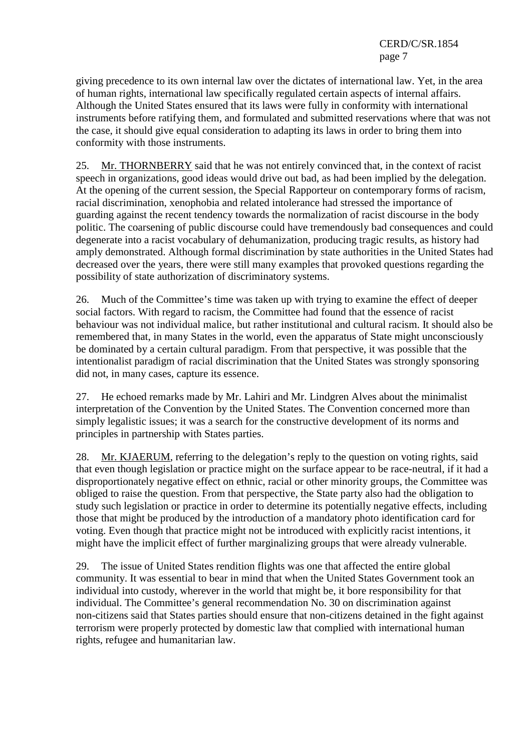giving precedence to its own internal law over the dictates of international law. Yet, in the area of human rights, international law specifically regulated certain aspects of internal affairs. Although the United States ensured that its laws were fully in conformity with international instruments before ratifying them, and formulated and submitted reservations where that was not the case, it should give equal consideration to adapting its laws in order to bring them into conformity with those instruments.

25. Mr. THORNBERRY said that he was not entirely convinced that, in the context of racist speech in organizations, good ideas would drive out bad, as had been implied by the delegation. At the opening of the current session, the Special Rapporteur on contemporary forms of racism, racial discrimination, xenophobia and related intolerance had stressed the importance of guarding against the recent tendency towards the normalization of racist discourse in the body politic. The coarsening of public discourse could have tremendously bad consequences and could degenerate into a racist vocabulary of dehumanization, producing tragic results, as history had amply demonstrated. Although formal discrimination by state authorities in the United States had decreased over the years, there were still many examples that provoked questions regarding the possibility of state authorization of discriminatory systems.

26. Much of the Committee's time was taken up with trying to examine the effect of deeper social factors. With regard to racism, the Committee had found that the essence of racist behaviour was not individual malice, but rather institutional and cultural racism. It should also be remembered that, in many States in the world, even the apparatus of State might unconsciously be dominated by a certain cultural paradigm. From that perspective, it was possible that the intentionalist paradigm of racial discrimination that the United States was strongly sponsoring did not, in many cases, capture its essence.

27. He echoed remarks made by Mr. Lahiri and Mr. Lindgren Alves about the minimalist interpretation of the Convention by the United States. The Convention concerned more than simply legalistic issues; it was a search for the constructive development of its norms and principles in partnership with States parties.

28. Mr. KJAERUM, referring to the delegation's reply to the question on voting rights, said that even though legislation or practice might on the surface appear to be race-neutral, if it had a disproportionately negative effect on ethnic, racial or other minority groups, the Committee was obliged to raise the question. From that perspective, the State party also had the obligation to study such legislation or practice in order to determine its potentially negative effects, including those that might be produced by the introduction of a mandatory photo identification card for voting. Even though that practice might not be introduced with explicitly racist intentions, it might have the implicit effect of further marginalizing groups that were already vulnerable.

29. The issue of United States rendition flights was one that affected the entire global community. It was essential to bear in mind that when the United States Government took an individual into custody, wherever in the world that might be, it bore responsibility for that individual. The Committee's general recommendation No. 30 on discrimination against non-citizens said that States parties should ensure that non-citizens detained in the fight against terrorism were properly protected by domestic law that complied with international human rights, refugee and humanitarian law.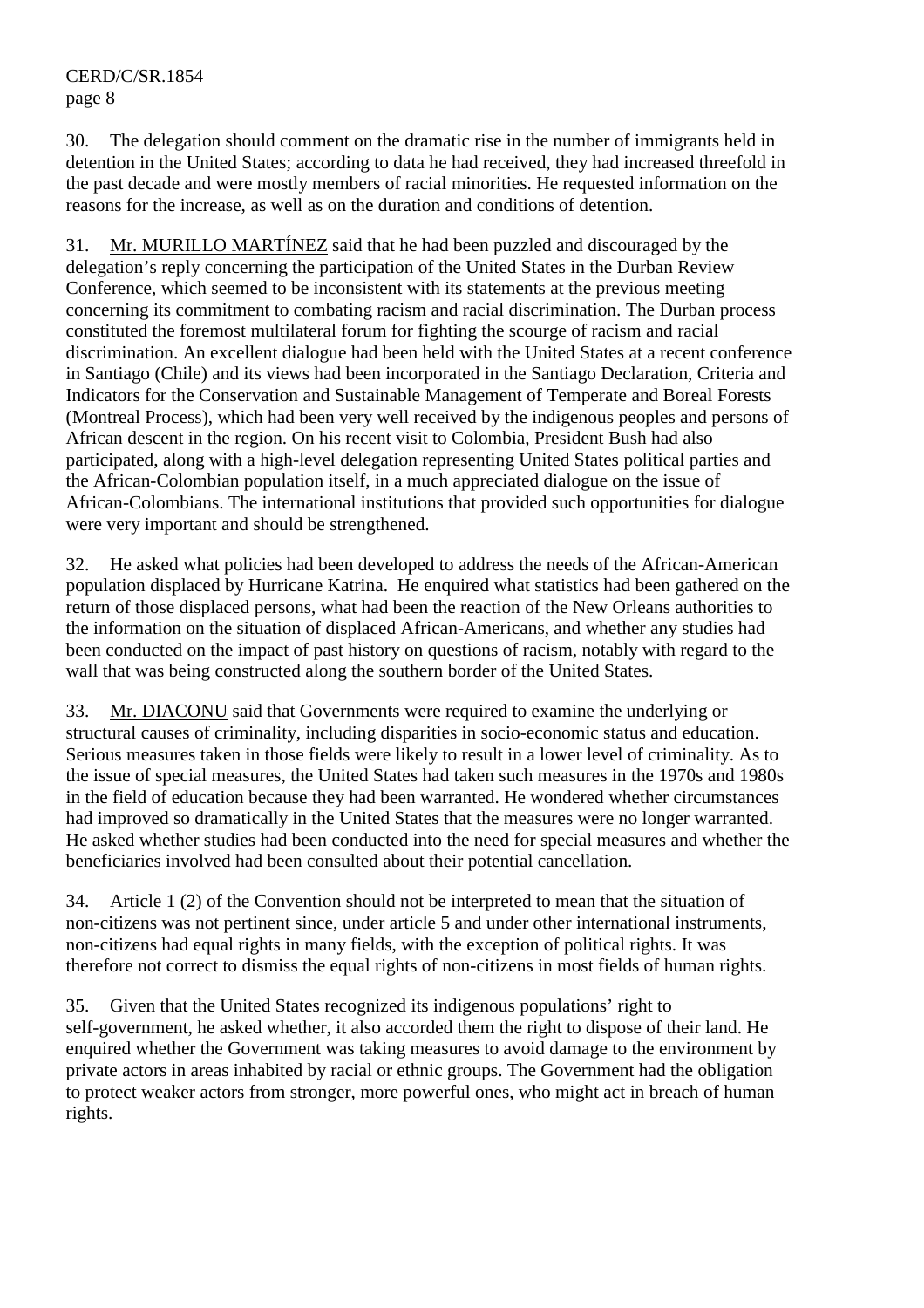30. The delegation should comment on the dramatic rise in the number of immigrants held in detention in the United States; according to data he had received, they had increased threefold in the past decade and were mostly members of racial minorities. He requested information on the reasons for the increase, as well as on the duration and conditions of detention.

31. Mr. MURILLO MARTÍNEZ said that he had been puzzled and discouraged by the delegation's reply concerning the participation of the United States in the Durban Review Conference, which seemed to be inconsistent with its statements at the previous meeting concerning its commitment to combating racism and racial discrimination. The Durban process constituted the foremost multilateral forum for fighting the scourge of racism and racial discrimination. An excellent dialogue had been held with the United States at a recent conference in Santiago (Chile) and its views had been incorporated in the Santiago Declaration, Criteria and Indicators for the Conservation and Sustainable Management of Temperate and Boreal Forests (Montreal Process), which had been very well received by the indigenous peoples and persons of African descent in the region. On his recent visit to Colombia, President Bush had also participated, along with a high-level delegation representing United States political parties and the African-Colombian population itself, in a much appreciated dialogue on the issue of African-Colombians. The international institutions that provided such opportunities for dialogue were very important and should be strengthened.

32. He asked what policies had been developed to address the needs of the African-American population displaced by Hurricane Katrina. He enquired what statistics had been gathered on the return of those displaced persons, what had been the reaction of the New Orleans authorities to the information on the situation of displaced African-Americans, and whether any studies had been conducted on the impact of past history on questions of racism, notably with regard to the wall that was being constructed along the southern border of the United States.

33. Mr. DIACONU said that Governments were required to examine the underlying or structural causes of criminality, including disparities in socio-economic status and education. Serious measures taken in those fields were likely to result in a lower level of criminality. As to the issue of special measures, the United States had taken such measures in the 1970s and 1980s in the field of education because they had been warranted. He wondered whether circumstances had improved so dramatically in the United States that the measures were no longer warranted. He asked whether studies had been conducted into the need for special measures and whether the beneficiaries involved had been consulted about their potential cancellation.

34. Article 1 (2) of the Convention should not be interpreted to mean that the situation of non-citizens was not pertinent since, under article 5 and under other international instruments, non-citizens had equal rights in many fields, with the exception of political rights. It was therefore not correct to dismiss the equal rights of non-citizens in most fields of human rights.

35. Given that the United States recognized its indigenous populations' right to self-government, he asked whether, it also accorded them the right to dispose of their land. He enquired whether the Government was taking measures to avoid damage to the environment by private actors in areas inhabited by racial or ethnic groups. The Government had the obligation to protect weaker actors from stronger, more powerful ones, who might act in breach of human rights.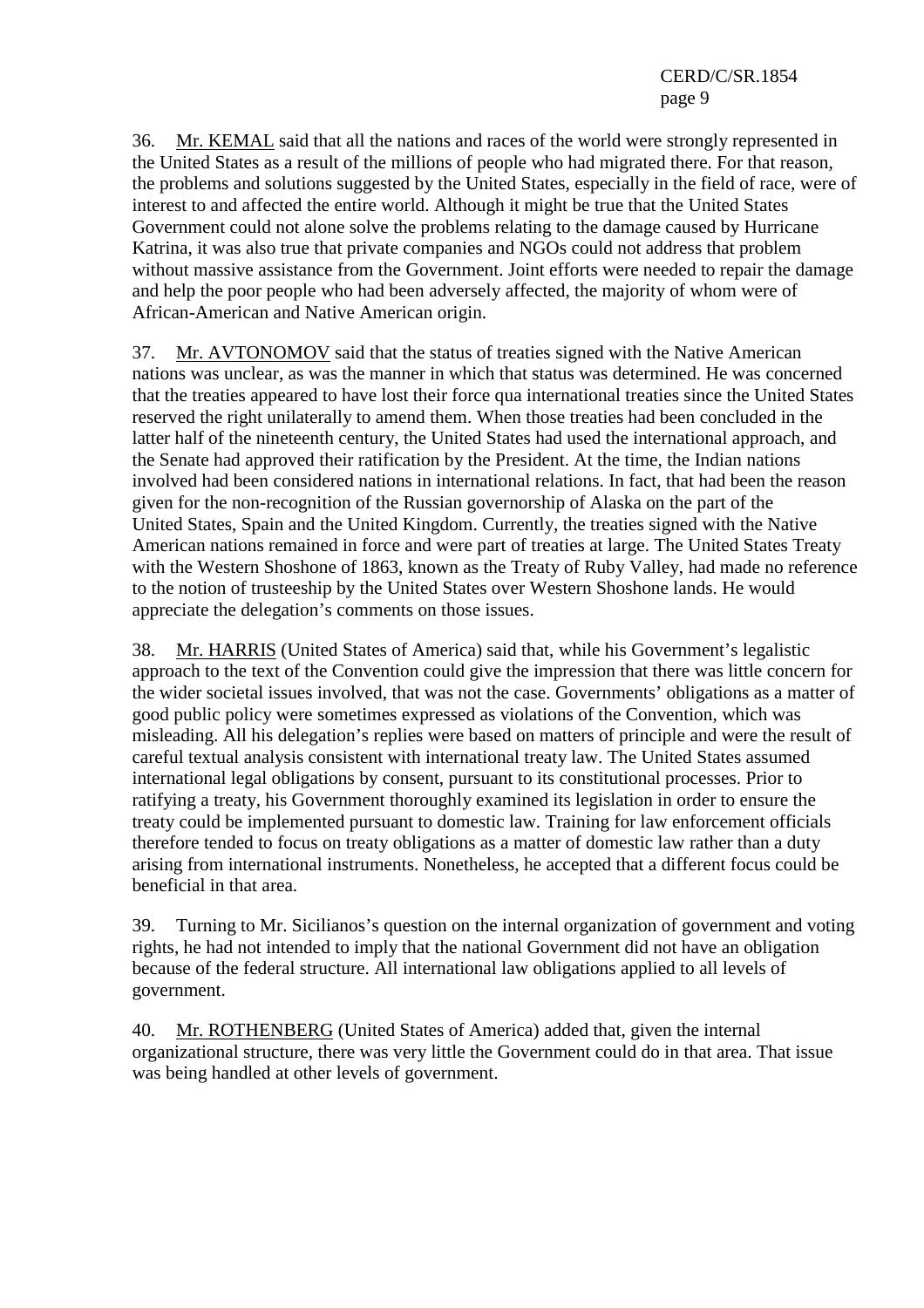36. Mr. KEMAL said that all the nations and races of the world were strongly represented in the United States as a result of the millions of people who had migrated there. For that reason, the problems and solutions suggested by the United States, especially in the field of race, were of interest to and affected the entire world. Although it might be true that the United States Government could not alone solve the problems relating to the damage caused by Hurricane Katrina, it was also true that private companies and NGOs could not address that problem without massive assistance from the Government. Joint efforts were needed to repair the damage and help the poor people who had been adversely affected, the majority of whom were of African-American and Native American origin.

37. Mr. AVTONOMOV said that the status of treaties signed with the Native American nations was unclear, as was the manner in which that status was determined. He was concerned that the treaties appeared to have lost their force qua international treaties since the United States reserved the right unilaterally to amend them. When those treaties had been concluded in the latter half of the nineteenth century, the United States had used the international approach, and the Senate had approved their ratification by the President. At the time, the Indian nations involved had been considered nations in international relations. In fact, that had been the reason given for the non-recognition of the Russian governorship of Alaska on the part of the United States, Spain and the United Kingdom. Currently, the treaties signed with the Native American nations remained in force and were part of treaties at large. The United States Treaty with the Western Shoshone of 1863, known as the Treaty of Ruby Valley, had made no reference to the notion of trusteeship by the United States over Western Shoshone lands. He would appreciate the delegation's comments on those issues.

38. Mr. HARRIS (United States of America) said that, while his Government's legalistic approach to the text of the Convention could give the impression that there was little concern for the wider societal issues involved, that was not the case. Governments' obligations as a matter of good public policy were sometimes expressed as violations of the Convention, which was misleading. All his delegation's replies were based on matters of principle and were the result of careful textual analysis consistent with international treaty law. The United States assumed international legal obligations by consent, pursuant to its constitutional processes. Prior to ratifying a treaty, his Government thoroughly examined its legislation in order to ensure the treaty could be implemented pursuant to domestic law. Training for law enforcement officials therefore tended to focus on treaty obligations as a matter of domestic law rather than a duty arising from international instruments. Nonetheless, he accepted that a different focus could be beneficial in that area.

39. Turning to Mr. Sicilianos's question on the internal organization of government and voting rights, he had not intended to imply that the national Government did not have an obligation because of the federal structure. All international law obligations applied to all levels of government.

40. Mr. ROTHENBERG (United States of America) added that, given the internal organizational structure, there was very little the Government could do in that area. That issue was being handled at other levels of government.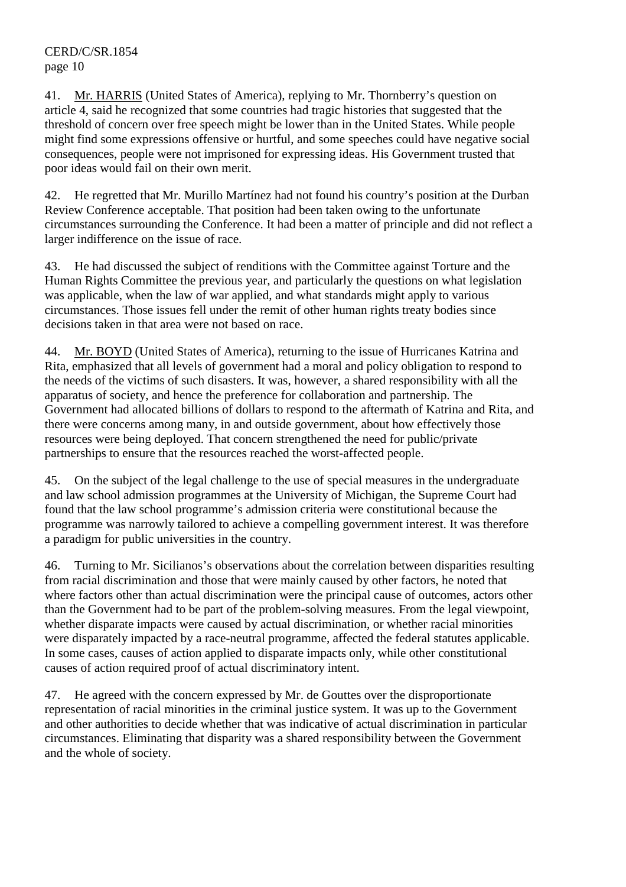41. Mr. HARRIS (United States of America), replying to Mr. Thornberry's question on article 4, said he recognized that some countries had tragic histories that suggested that the threshold of concern over free speech might be lower than in the United States. While people might find some expressions offensive or hurtful, and some speeches could have negative social consequences, people were not imprisoned for expressing ideas. His Government trusted that poor ideas would fail on their own merit.

42. He regretted that Mr. Murillo Martínez had not found his country's position at the Durban Review Conference acceptable. That position had been taken owing to the unfortunate circumstances surrounding the Conference. It had been a matter of principle and did not reflect a larger indifference on the issue of race.

43. He had discussed the subject of renditions with the Committee against Torture and the Human Rights Committee the previous year, and particularly the questions on what legislation was applicable, when the law of war applied, and what standards might apply to various circumstances. Those issues fell under the remit of other human rights treaty bodies since decisions taken in that area were not based on race.

44. Mr. BOYD (United States of America), returning to the issue of Hurricanes Katrina and Rita, emphasized that all levels of government had a moral and policy obligation to respond to the needs of the victims of such disasters. It was, however, a shared responsibility with all the apparatus of society, and hence the preference for collaboration and partnership. The Government had allocated billions of dollars to respond to the aftermath of Katrina and Rita, and there were concerns among many, in and outside government, about how effectively those resources were being deployed. That concern strengthened the need for public/private partnerships to ensure that the resources reached the worst-affected people.

45. On the subject of the legal challenge to the use of special measures in the undergraduate and law school admission programmes at the University of Michigan, the Supreme Court had found that the law school programme's admission criteria were constitutional because the programme was narrowly tailored to achieve a compelling government interest. It was therefore a paradigm for public universities in the country.

46. Turning to Mr. Sicilianos's observations about the correlation between disparities resulting from racial discrimination and those that were mainly caused by other factors, he noted that where factors other than actual discrimination were the principal cause of outcomes, actors other than the Government had to be part of the problem-solving measures. From the legal viewpoint, whether disparate impacts were caused by actual discrimination, or whether racial minorities were disparately impacted by a race-neutral programme, affected the federal statutes applicable. In some cases, causes of action applied to disparate impacts only, while other constitutional causes of action required proof of actual discriminatory intent.

47. He agreed with the concern expressed by Mr. de Gouttes over the disproportionate representation of racial minorities in the criminal justice system. It was up to the Government and other authorities to decide whether that was indicative of actual discrimination in particular circumstances. Eliminating that disparity was a shared responsibility between the Government and the whole of society.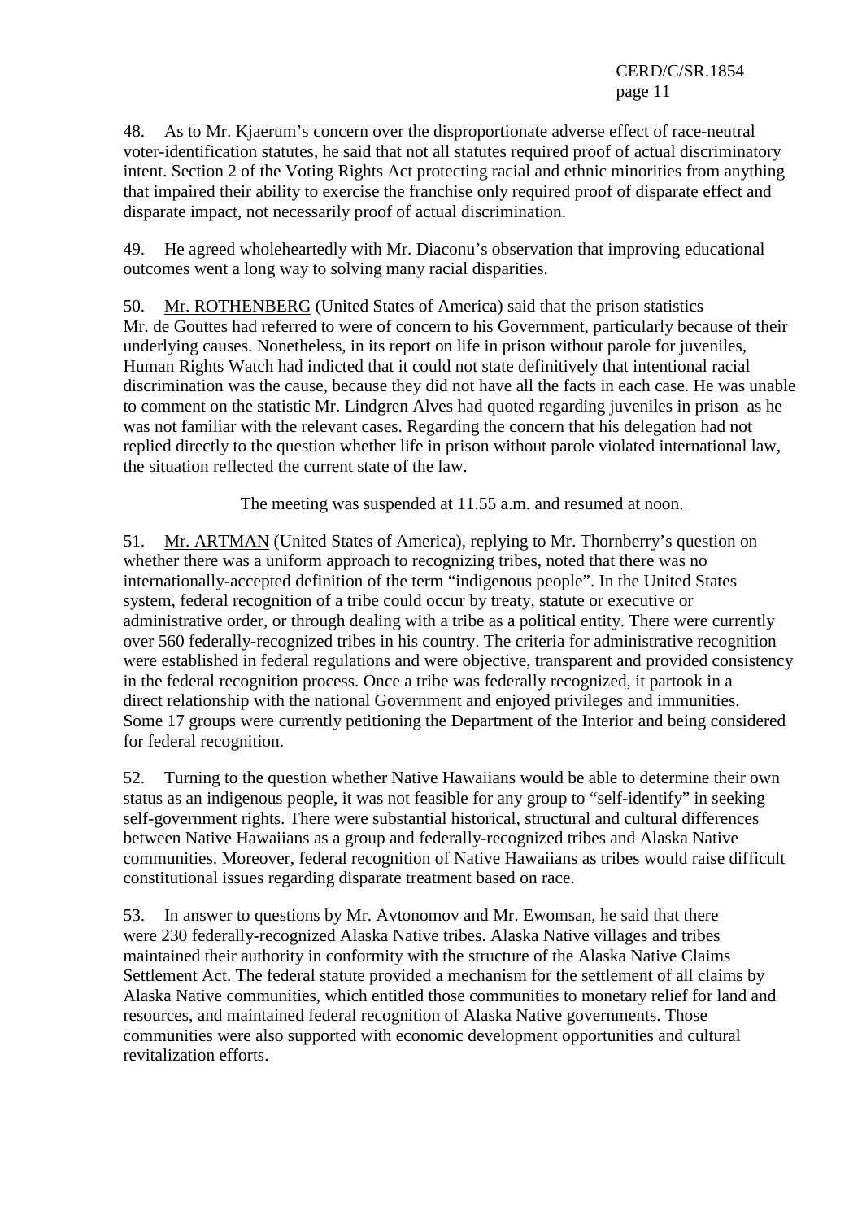48. As to Mr. Kjaerum's concern over the disproportionate adverse effect of race-neutral voter-identification statutes, he said that not all statutes required proof of actual discriminatory intent. Section 2 of the Voting Rights Act protecting racial and ethnic minorities from anything that impaired their ability to exercise the franchise only required proof of disparate effect and disparate impact, not necessarily proof of actual discrimination.

49. He agreed wholeheartedly with Mr. Diaconu's observation that improving educational outcomes went a long way to solving many racial disparities.

50. Mr. ROTHENBERG (United States of America) said that the prison statistics Mr. de Gouttes had referred to were of concern to his Government, particularly because of their underlying causes. Nonetheless, in its report on life in prison without parole for juveniles, Human Rights Watch had indicted that it could not state definitively that intentional racial discrimination was the cause, because they did not have all the facts in each case. He was unable to comment on the statistic Mr. Lindgren Alves had quoted regarding juveniles in prison as he was not familiar with the relevant cases. Regarding the concern that his delegation had not replied directly to the question whether life in prison without parole violated international law, the situation reflected the current state of the law.

The meeting was suspended at 11.55 a.m. and resumed at noon.

51. Mr. ARTMAN (United States of America), replying to Mr. Thornberry's question on whether there was a uniform approach to recognizing tribes, noted that there was no internationally-accepted definition of the term "indigenous people". In the United States system, federal recognition of a tribe could occur by treaty, statute or executive or administrative order, or through dealing with a tribe as a political entity. There were currently over 560 federally-recognized tribes in his country. The criteria for administrative recognition were established in federal regulations and were objective, transparent and provided consistency in the federal recognition process. Once a tribe was federally recognized, it partook in a direct relationship with the national Government and enjoyed privileges and immunities. Some 17 groups were currently petitioning the Department of the Interior and being considered for federal recognition.

52. Turning to the question whether Native Hawaiians would be able to determine their own status as an indigenous people, it was not feasible for any group to "self-identify" in seeking self-government rights. There were substantial historical, structural and cultural differences between Native Hawaiians as a group and federally-recognized tribes and Alaska Native communities. Moreover, federal recognition of Native Hawaiians as tribes would raise difficult constitutional issues regarding disparate treatment based on race.

53. In answer to questions by Mr. Avtonomov and Mr. Ewomsan, he said that there were 230 federally-recognized Alaska Native tribes. Alaska Native villages and tribes maintained their authority in conformity with the structure of the Alaska Native Claims Settlement Act. The federal statute provided a mechanism for the settlement of all claims by Alaska Native communities, which entitled those communities to monetary relief for land and resources, and maintained federal recognition of Alaska Native governments. Those communities were also supported with economic development opportunities and cultural revitalization efforts.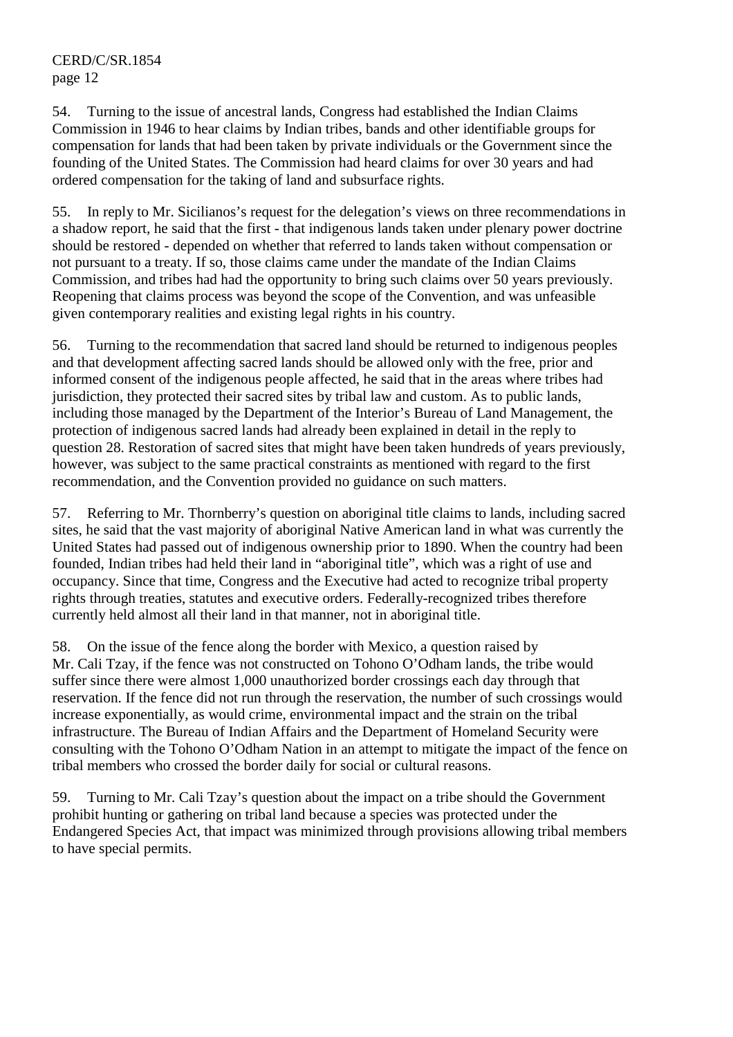54. Turning to the issue of ancestral lands, Congress had established the Indian Claims Commission in 1946 to hear claims by Indian tribes, bands and other identifiable groups for compensation for lands that had been taken by private individuals or the Government since the founding of the United States. The Commission had heard claims for over 30 years and had ordered compensation for the taking of land and subsurface rights.

55. In reply to Mr. Sicilianos's request for the delegation's views on three recommendations in a shadow report, he said that the first - that indigenous lands taken under plenary power doctrine should be restored - depended on whether that referred to lands taken without compensation or not pursuant to a treaty. If so, those claims came under the mandate of the Indian Claims Commission, and tribes had had the opportunity to bring such claims over 50 years previously. Reopening that claims process was beyond the scope of the Convention, and was unfeasible given contemporary realities and existing legal rights in his country.

56. Turning to the recommendation that sacred land should be returned to indigenous peoples and that development affecting sacred lands should be allowed only with the free, prior and informed consent of the indigenous people affected, he said that in the areas where tribes had jurisdiction, they protected their sacred sites by tribal law and custom. As to public lands, including those managed by the Department of the Interior's Bureau of Land Management, the protection of indigenous sacred lands had already been explained in detail in the reply to question 28. Restoration of sacred sites that might have been taken hundreds of years previously, however, was subject to the same practical constraints as mentioned with regard to the first recommendation, and the Convention provided no guidance on such matters.

57. Referring to Mr. Thornberry's question on aboriginal title claims to lands, including sacred sites, he said that the vast majority of aboriginal Native American land in what was currently the United States had passed out of indigenous ownership prior to 1890. When the country had been founded, Indian tribes had held their land in "aboriginal title", which was a right of use and occupancy. Since that time, Congress and the Executive had acted to recognize tribal property rights through treaties, statutes and executive orders. Federally-recognized tribes therefore currently held almost all their land in that manner, not in aboriginal title.

58. On the issue of the fence along the border with Mexico, a question raised by Mr. Cali Tzay, if the fence was not constructed on Tohono O'Odham lands, the tribe would suffer since there were almost 1,000 unauthorized border crossings each day through that reservation. If the fence did not run through the reservation, the number of such crossings would increase exponentially, as would crime, environmental impact and the strain on the tribal infrastructure. The Bureau of Indian Affairs and the Department of Homeland Security were consulting with the Tohono O'Odham Nation in an attempt to mitigate the impact of the fence on tribal members who crossed the border daily for social or cultural reasons.

59. Turning to Mr. Cali Tzay's question about the impact on a tribe should the Government prohibit hunting or gathering on tribal land because a species was protected under the Endangered Species Act, that impact was minimized through provisions allowing tribal members to have special permits.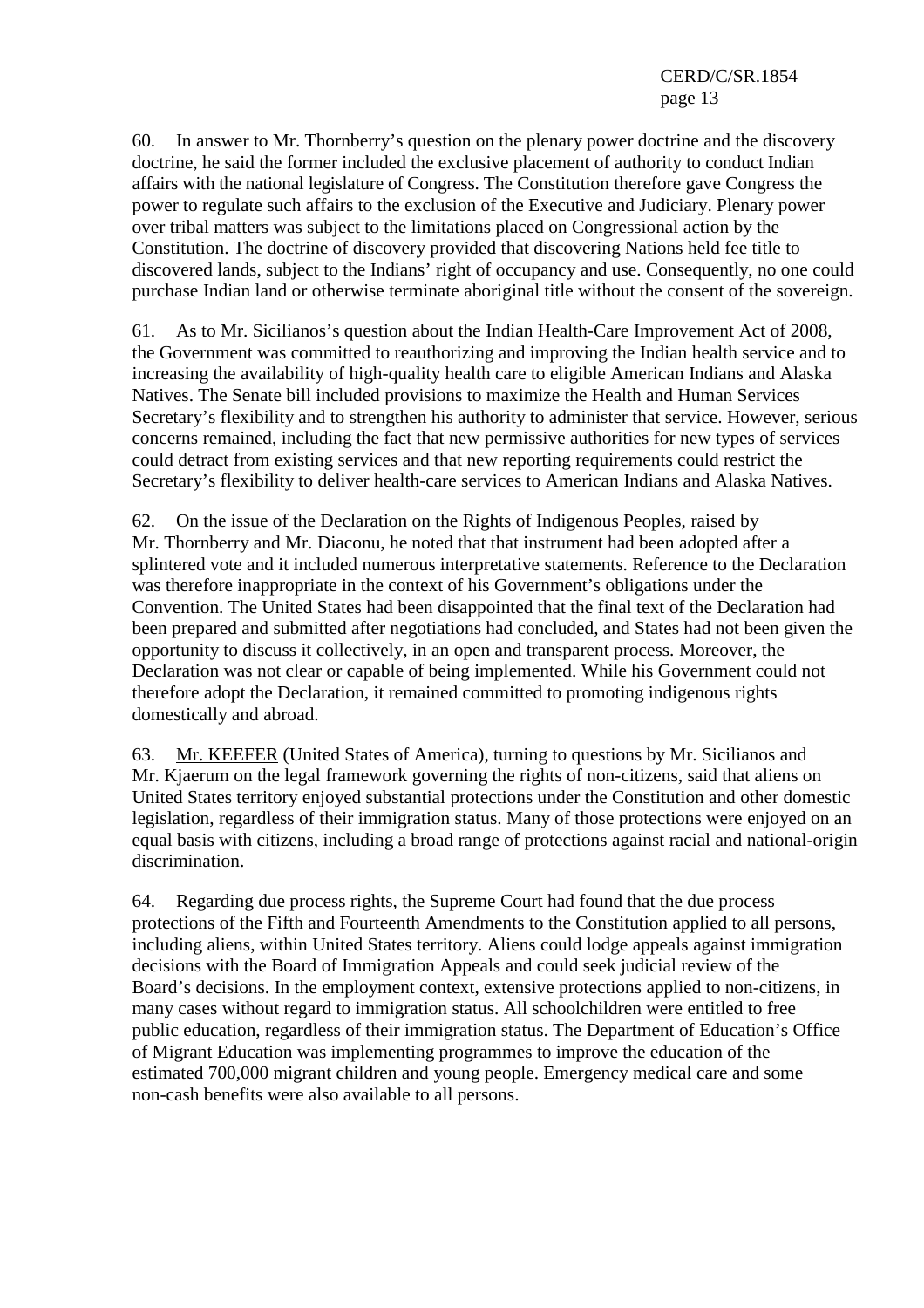60. In answer to Mr. Thornberry's question on the plenary power doctrine and the discovery doctrine, he said the former included the exclusive placement of authority to conduct Indian affairs with the national legislature of Congress. The Constitution therefore gave Congress the power to regulate such affairs to the exclusion of the Executive and Judiciary. Plenary power over tribal matters was subject to the limitations placed on Congressional action by the Constitution. The doctrine of discovery provided that discovering Nations held fee title to discovered lands, subject to the Indians' right of occupancy and use. Consequently, no one could purchase Indian land or otherwise terminate aboriginal title without the consent of the sovereign.

61. As to Mr. Sicilianos's question about the Indian Health-Care Improvement Act of 2008, the Government was committed to reauthorizing and improving the Indian health service and to increasing the availability of high-quality health care to eligible American Indians and Alaska Natives. The Senate bill included provisions to maximize the Health and Human Services Secretary's flexibility and to strengthen his authority to administer that service. However, serious concerns remained, including the fact that new permissive authorities for new types of services could detract from existing services and that new reporting requirements could restrict the Secretary's flexibility to deliver health-care services to American Indians and Alaska Natives.

62. On the issue of the Declaration on the Rights of Indigenous Peoples, raised by Mr. Thornberry and Mr. Diaconu, he noted that that instrument had been adopted after a splintered vote and it included numerous interpretative statements. Reference to the Declaration was therefore inappropriate in the context of his Government's obligations under the Convention. The United States had been disappointed that the final text of the Declaration had been prepared and submitted after negotiations had concluded, and States had not been given the opportunity to discuss it collectively, in an open and transparent process. Moreover, the Declaration was not clear or capable of being implemented. While his Government could not therefore adopt the Declaration, it remained committed to promoting indigenous rights domestically and abroad.

63. Mr. KEEFER (United States of America), turning to questions by Mr. Sicilianos and Mr. Kjaerum on the legal framework governing the rights of non-citizens, said that aliens on United States territory enjoyed substantial protections under the Constitution and other domestic legislation, regardless of their immigration status. Many of those protections were enjoyed on an equal basis with citizens, including a broad range of protections against racial and national-origin discrimination.

64. Regarding due process rights, the Supreme Court had found that the due process protections of the Fifth and Fourteenth Amendments to the Constitution applied to all persons, including aliens, within United States territory. Aliens could lodge appeals against immigration decisions with the Board of Immigration Appeals and could seek judicial review of the Board's decisions. In the employment context, extensive protections applied to non-citizens, in many cases without regard to immigration status. All schoolchildren were entitled to free public education, regardless of their immigration status. The Department of Education's Office of Migrant Education was implementing programmes to improve the education of the estimated 700,000 migrant children and young people. Emergency medical care and some non-cash benefits were also available to all persons.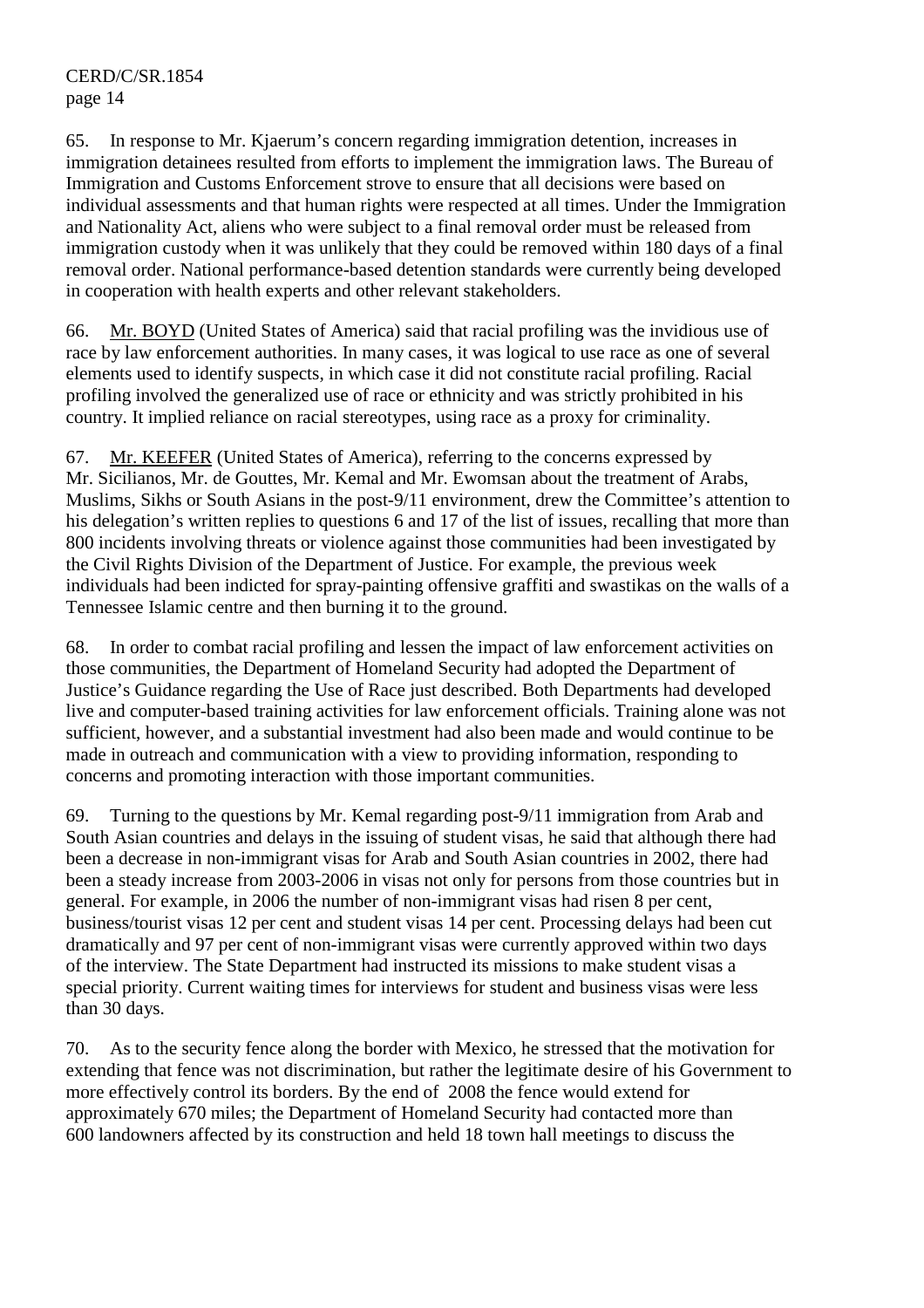65. In response to Mr. Kjaerum's concern regarding immigration detention, increases in immigration detainees resulted from efforts to implement the immigration laws. The Bureau of Immigration and Customs Enforcement strove to ensure that all decisions were based on individual assessments and that human rights were respected at all times. Under the Immigration and Nationality Act, aliens who were subject to a final removal order must be released from immigration custody when it was unlikely that they could be removed within 180 days of a final removal order. National performance-based detention standards were currently being developed in cooperation with health experts and other relevant stakeholders.

66. Mr. BOYD (United States of America) said that racial profiling was the invidious use of race by law enforcement authorities. In many cases, it was logical to use race as one of several elements used to identify suspects, in which case it did not constitute racial profiling. Racial profiling involved the generalized use of race or ethnicity and was strictly prohibited in his country. It implied reliance on racial stereotypes, using race as a proxy for criminality.

67. Mr. KEEFER (United States of America), referring to the concerns expressed by Mr. Sicilianos, Mr. de Gouttes, Mr. Kemal and Mr. Ewomsan about the treatment of Arabs, Muslims, Sikhs or South Asians in the post-9/11 environment, drew the Committee's attention to his delegation's written replies to questions 6 and 17 of the list of issues, recalling that more than 800 incidents involving threats or violence against those communities had been investigated by the Civil Rights Division of the Department of Justice. For example, the previous week individuals had been indicted for spray-painting offensive graffiti and swastikas on the walls of a Tennessee Islamic centre and then burning it to the ground.

68. In order to combat racial profiling and lessen the impact of law enforcement activities on those communities, the Department of Homeland Security had adopted the Department of Justice's Guidance regarding the Use of Race just described. Both Departments had developed live and computer-based training activities for law enforcement officials. Training alone was not sufficient, however, and a substantial investment had also been made and would continue to be made in outreach and communication with a view to providing information, responding to concerns and promoting interaction with those important communities.

69. Turning to the questions by Mr. Kemal regarding post-9/11 immigration from Arab and South Asian countries and delays in the issuing of student visas, he said that although there had been a decrease in non-immigrant visas for Arab and South Asian countries in 2002, there had been a steady increase from 2003-2006 in visas not only for persons from those countries but in general. For example, in 2006 the number of non-immigrant visas had risen 8 per cent, business/tourist visas 12 per cent and student visas 14 per cent. Processing delays had been cut dramatically and 97 per cent of non-immigrant visas were currently approved within two days of the interview. The State Department had instructed its missions to make student visas a special priority. Current waiting times for interviews for student and business visas were less than 30 days.

70. As to the security fence along the border with Mexico, he stressed that the motivation for extending that fence was not discrimination, but rather the legitimate desire of his Government to more effectively control its borders. By the end of 2008 the fence would extend for approximately 670 miles; the Department of Homeland Security had contacted more than 600 landowners affected by its construction and held 18 town hall meetings to discuss the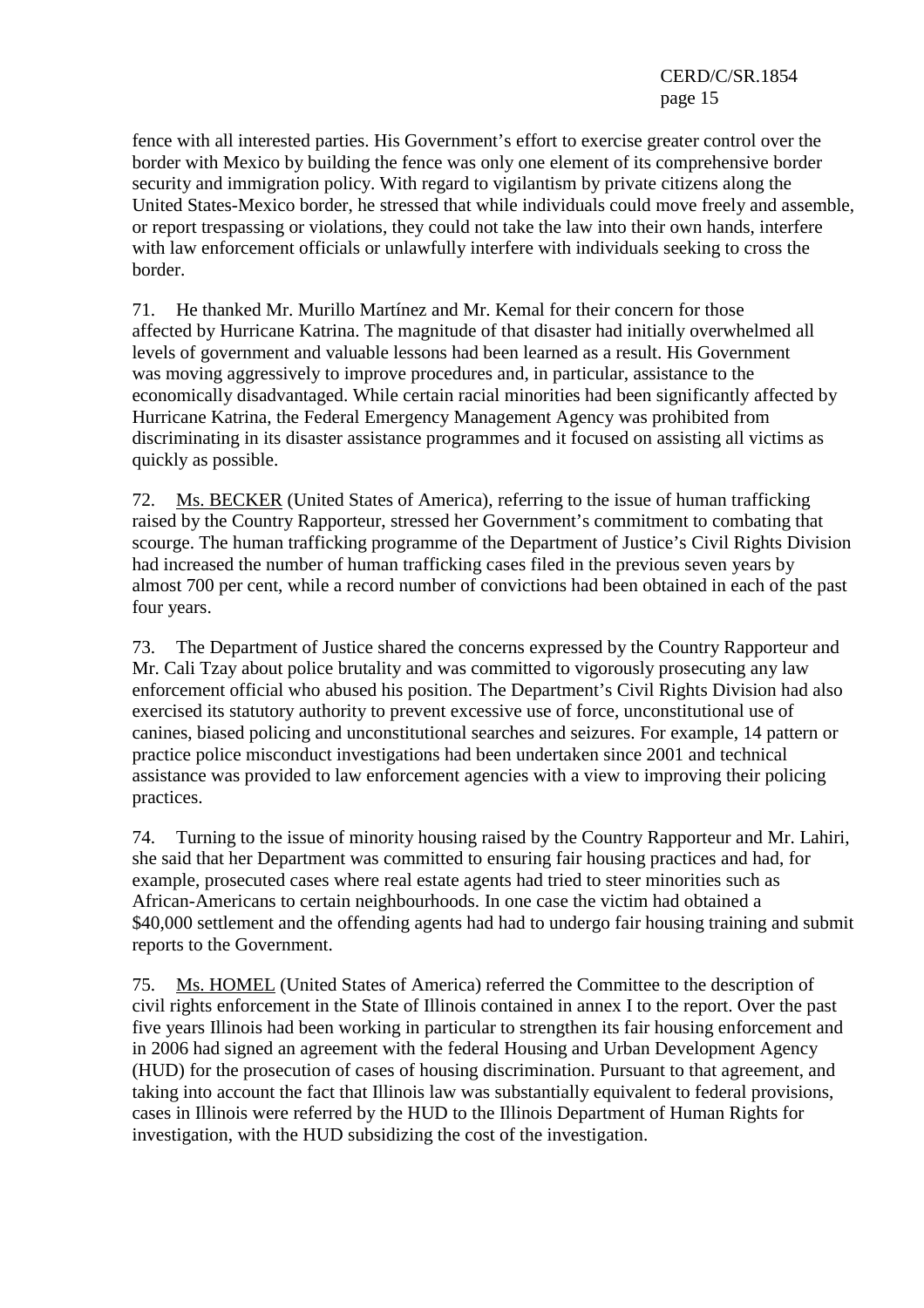fence with all interested parties. His Government's effort to exercise greater control over the border with Mexico by building the fence was only one element of its comprehensive border security and immigration policy. With regard to vigilantism by private citizens along the United States-Mexico border, he stressed that while individuals could move freely and assemble, or report trespassing or violations, they could not take the law into their own hands, interfere with law enforcement officials or unlawfully interfere with individuals seeking to cross the border.

71. He thanked Mr. Murillo Martínez and Mr. Kemal for their concern for those affected by Hurricane Katrina. The magnitude of that disaster had initially overwhelmed all levels of government and valuable lessons had been learned as a result. His Government was moving aggressively to improve procedures and, in particular, assistance to the economically disadvantaged. While certain racial minorities had been significantly affected by Hurricane Katrina, the Federal Emergency Management Agency was prohibited from discriminating in its disaster assistance programmes and it focused on assisting all victims as quickly as possible.

72. Ms. BECKER (United States of America), referring to the issue of human trafficking raised by the Country Rapporteur, stressed her Government's commitment to combating that scourge. The human trafficking programme of the Department of Justice's Civil Rights Division had increased the number of human trafficking cases filed in the previous seven years by almost 700 per cent, while a record number of convictions had been obtained in each of the past four years.

73. The Department of Justice shared the concerns expressed by the Country Rapporteur and Mr. Cali Tzay about police brutality and was committed to vigorously prosecuting any law enforcement official who abused his position. The Department's Civil Rights Division had also exercised its statutory authority to prevent excessive use of force, unconstitutional use of canines, biased policing and unconstitutional searches and seizures. For example, 14 pattern or practice police misconduct investigations had been undertaken since 2001 and technical assistance was provided to law enforcement agencies with a view to improving their policing practices.

74. Turning to the issue of minority housing raised by the Country Rapporteur and Mr. Lahiri, she said that her Department was committed to ensuring fair housing practices and had, for example, prosecuted cases where real estate agents had tried to steer minorities such as African-Americans to certain neighbourhoods. In one case the victim had obtained a $40,000 settlement and the offending agents had had to undergo fair housing training and submit reports to the Government.

75. Ms. HOMEL (United States of America) referred the Committee to the description of civil rights enforcement in the State of Illinois contained in annex I to the report. Over the past five years Illinois had been working in particular to strengthen its fair housing enforcement and in 2006 had signed an agreement with the federal Housing and Urban Development Agency (HUD) for the prosecution of cases of housing discrimination. Pursuant to that agreement, and taking into account the fact that Illinois law was substantially equivalent to federal provisions, cases in Illinois were referred by the HUD to the Illinois Department of Human Rights for investigation, with the HUD subsidizing the cost of the investigation.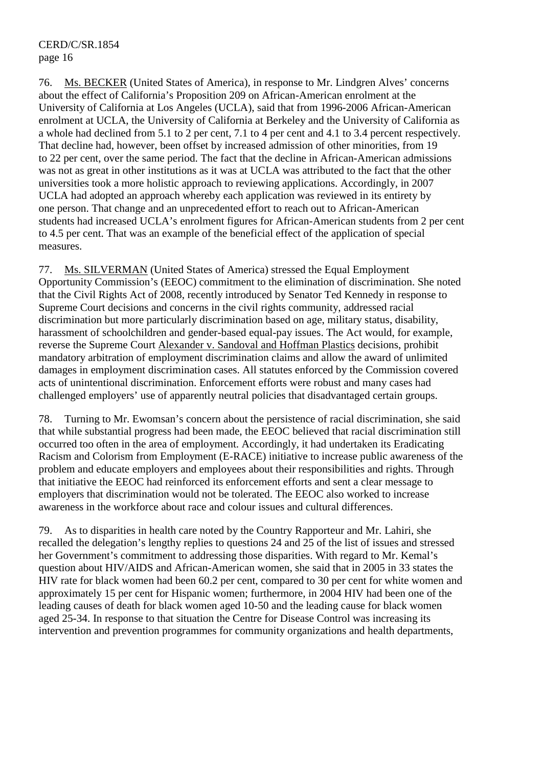76. Ms. BECKER (United States of America), in response to Mr. Lindgren Alves' concerns about the effect of California's Proposition 209 on African-American enrolment at the University of California at Los Angeles (UCLA), said that from 1996-2006 African-American enrolment at UCLA, the University of California at Berkeley and the University of California as a whole had declined from 5.1 to 2 per cent, 7.1 to 4 per cent and 4.1 to 3.4 percent respectively. That decline had, however, been offset by increased admission of other minorities, from 19 to 22 per cent, over the same period. The fact that the decline in African-American admissions was not as great in other institutions as it was at UCLA was attributed to the fact that the other universities took a more holistic approach to reviewing applications. Accordingly, in 2007 UCLA had adopted an approach whereby each application was reviewed in its entirety by one person. That change and an unprecedented effort to reach out to African-American students had increased UCLA's enrolment figures for African-American students from 2 per cent to 4.5 per cent. That was an example of the beneficial effect of the application of special measures.

77. Ms. SILVERMAN (United States of America) stressed the Equal Employment Opportunity Commission's (EEOC) commitment to the elimination of discrimination. She noted that the Civil Rights Act of 2008, recently introduced by Senator Ted Kennedy in response to Supreme Court decisions and concerns in the civil rights community, addressed racial discrimination but more particularly discrimination based on age, military status, disability, harassment of schoolchildren and gender-based equal-pay issues. The Act would, for example, reverse the Supreme Court Alexander v. Sandoval and Hoffman Plastics decisions, prohibit mandatory arbitration of employment discrimination claims and allow the award of unlimited damages in employment discrimination cases. All statutes enforced by the Commission covered acts of unintentional discrimination. Enforcement efforts were robust and many cases had challenged employers' use of apparently neutral policies that disadvantaged certain groups.

78. Turning to Mr. Ewomsan's concern about the persistence of racial discrimination, she said that while substantial progress had been made, the EEOC believed that racial discrimination still occurred too often in the area of employment. Accordingly, it had undertaken its Eradicating Racism and Colorism from Employment (E-RACE) initiative to increase public awareness of the problem and educate employers and employees about their responsibilities and rights. Through that initiative the EEOC had reinforced its enforcement efforts and sent a clear message to employers that discrimination would not be tolerated. The EEOC also worked to increase awareness in the workforce about race and colour issues and cultural differences.

79. As to disparities in health care noted by the Country Rapporteur and Mr. Lahiri, she recalled the delegation's lengthy replies to questions 24 and 25 of the list of issues and stressed her Government's commitment to addressing those disparities. With regard to Mr. Kemal's question about HIV/AIDS and African-American women, she said that in 2005 in 33 states the HIV rate for black women had been 60.2 per cent, compared to 30 per cent for white women and approximately 15 per cent for Hispanic women; furthermore, in 2004 HIV had been one of the leading causes of death for black women aged 10-50 and the leading cause for black women aged 25-34. In response to that situation the Centre for Disease Control was increasing its intervention and prevention programmes for community organizations and health departments,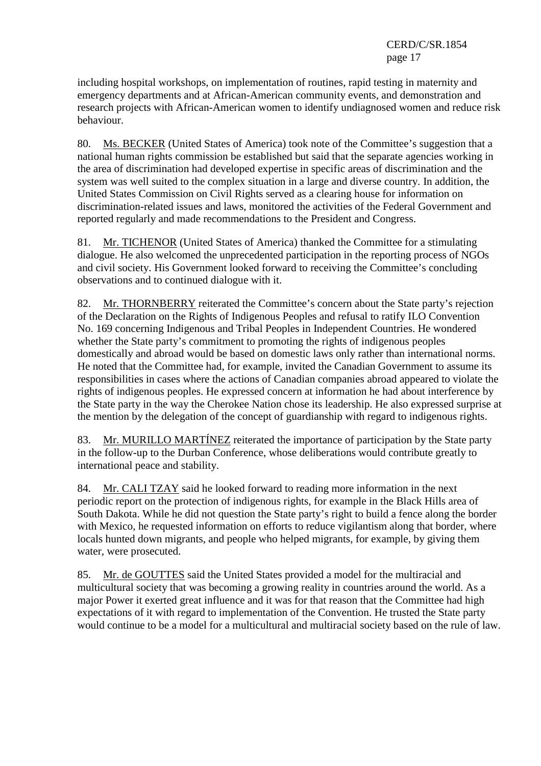including hospital workshops, on implementation of routines, rapid testing in maternity and emergency departments and at African-American community events, and demonstration and research projects with African-American women to identify undiagnosed women and reduce risk behaviour.

80. Ms. BECKER (United States of America) took note of the Committee's suggestion that a national human rights commission be established but said that the separate agencies working in the area of discrimination had developed expertise in specific areas of discrimination and the system was well suited to the complex situation in a large and diverse country. In addition, the United States Commission on Civil Rights served as a clearing house for information on discrimination-related issues and laws, monitored the activities of the Federal Government and reported regularly and made recommendations to the President and Congress.

81. Mr. TICHENOR (United States of America) thanked the Committee for a stimulating dialogue. He also welcomed the unprecedented participation in the reporting process of NGOs and civil society. His Government looked forward to receiving the Committee's concluding observations and to continued dialogue with it.

82. Mr. THORNBERRY reiterated the Committee's concern about the State party's rejection of the Declaration on the Rights of Indigenous Peoples and refusal to ratify ILO Convention No. 169 concerning Indigenous and Tribal Peoples in Independent Countries. He wondered whether the State party's commitment to promoting the rights of indigenous peoples domestically and abroad would be based on domestic laws only rather than international norms. He noted that the Committee had, for example, invited the Canadian Government to assume its responsibilities in cases where the actions of Canadian companies abroad appeared to violate the rights of indigenous peoples. He expressed concern at information he had about interference by the State party in the way the Cherokee Nation chose its leadership. He also expressed surprise at the mention by the delegation of the concept of guardianship with regard to indigenous rights.

83. Mr. MURILLO MARTÍNEZ reiterated the importance of participation by the State party in the follow-up to the Durban Conference, whose deliberations would contribute greatly to international peace and stability.

84. Mr. CALI TZAY said he looked forward to reading more information in the next periodic report on the protection of indigenous rights, for example in the Black Hills area of South Dakota. While he did not question the State party's right to build a fence along the border with Mexico, he requested information on efforts to reduce vigilantism along that border, where locals hunted down migrants, and people who helped migrants, for example, by giving them water, were prosecuted.

85. Mr. de GOUTTES said the United States provided a model for the multiracial and multicultural society that was becoming a growing reality in countries around the world. As a major Power it exerted great influence and it was for that reason that the Committee had high expectations of it with regard to implementation of the Convention. He trusted the State party would continue to be a model for a multicultural and multiracial society based on the rule of law.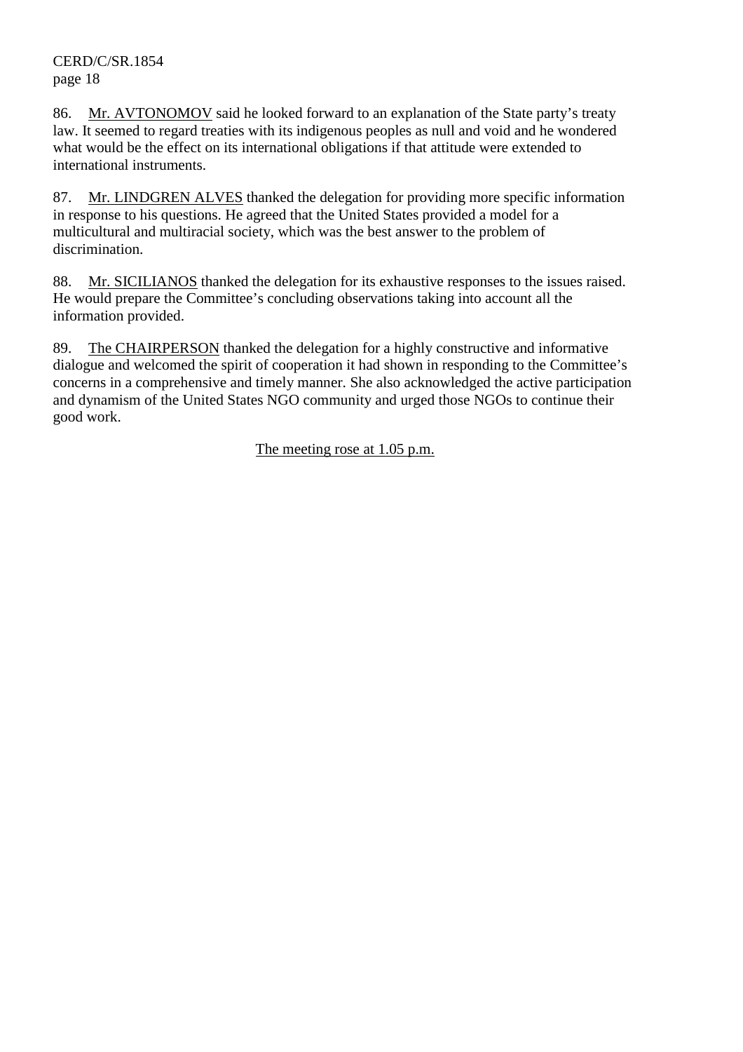86. Mr. AVTONOMOV said he looked forward to an explanation of the State party's treaty law. It seemed to regard treaties with its indigenous peoples as null and void and he wondered what would be the effect on its international obligations if that attitude were extended to international instruments.

87. Mr. LINDGREN ALVES thanked the delegation for providing more specific information in response to his questions. He agreed that the United States provided a model for a multicultural and multiracial society, which was the best answer to the problem of discrimination.

88. Mr. SICILIANOS thanked the delegation for its exhaustive responses to the issues raised. He would prepare the Committee's concluding observations taking into account all the information provided.

89. The CHAIRPERSON thanked the delegation for a highly constructive and informative dialogue and welcomed the spirit of cooperation it had shown in responding to the Committee's concerns in a comprehensive and timely manner. She also acknowledged the active participation and dynamism of the United States NGO community and urged those NGOs to continue their good work.

The meeting rose at 1.05 p.m.